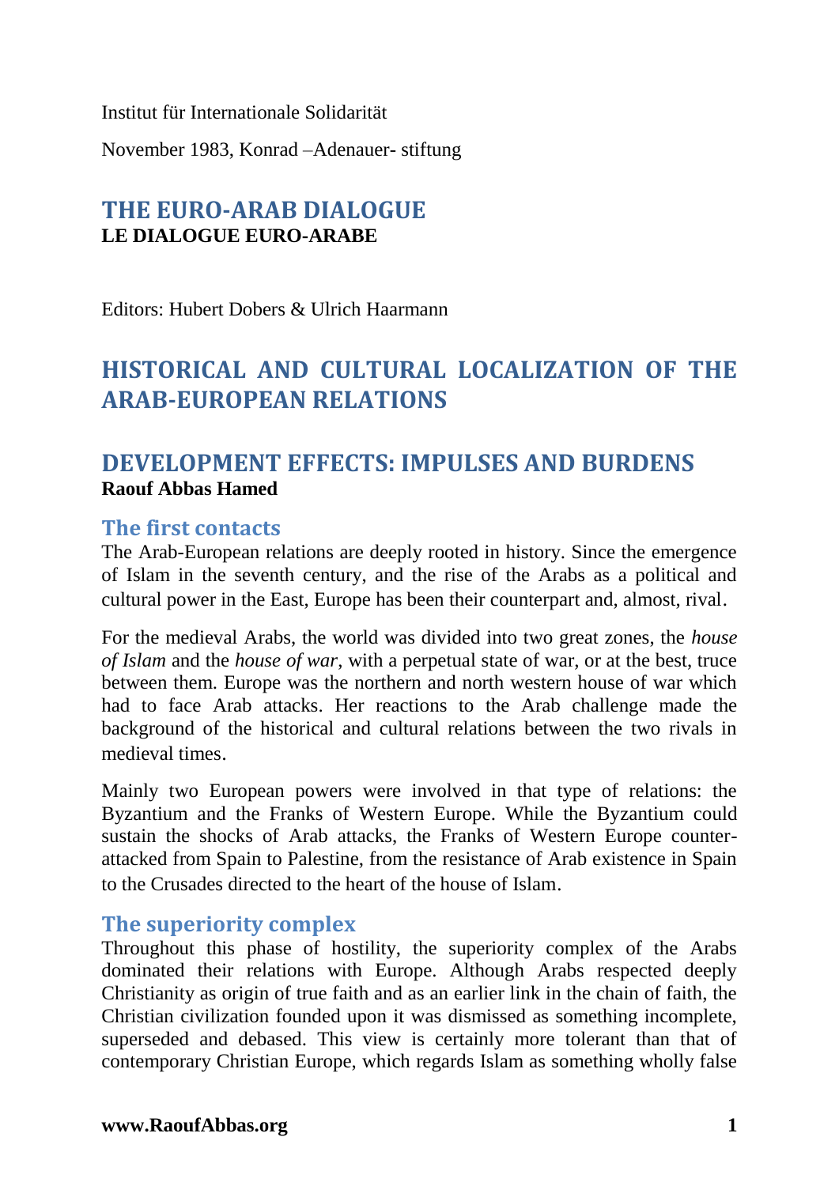Institut für Internationale Solidarität

November 1983, Konrad –Adenauer- stiftung

# THE EURO-ARAB DIALOGUE

**LE DIALOGUE EURO-ARABE**

Editors: Hubert Dobers & Ulrich Haarmann

# HISTORICAL AND CULTURAL LOCALIZATION OF THE ARAB-EUROPEAN RELATIONS

## DEVELOPMENT EFFECTS: IMPULSES AND BURDENS

**Raouf Abbas Hamed**

### The first contacts

The Arab-European relations are deeply rooted in history. Since the emergence of Islam in the seventh century, and the rise of the Arabs as a political and cultural power in the East, Europe has been their counterpart and, almost, rival.

For the medieval Arabs, the world was divided into two great zones, the *house of Islam* and the *house of war*, with a perpetual state of war, or at the best, truce between them. Europe was the northern and north western house of war which had to face Arab attacks. Her reactions to the Arab challenge made the background of the historical and cultural relations between the two rivals in medieval times.

Mainly two European powers were involved in that type of relations: the Byzantium and the Franks of Western Europe. While the Byzantium could sustain the shocks of Arab attacks, the Franks of Western Europe counter-attacked from Spain to Palestine, from the resistance of Arab existence in Spain to the Crusades directed to the heart of the house of Islam.

### The superiority complex

Throughout this phase of hostility, the superiority complex of the Arabs dominated their relations with Europe. Although Arabs respected deeply Christianity as origin of true faith and as an earlier link in the chain of faith, the Christian civilization founded upon it was dismissed as something incomplete, superseded and debased. This view is certainly more tolerant than that of contemporary Christian Europe, which regards Islam as something wholly false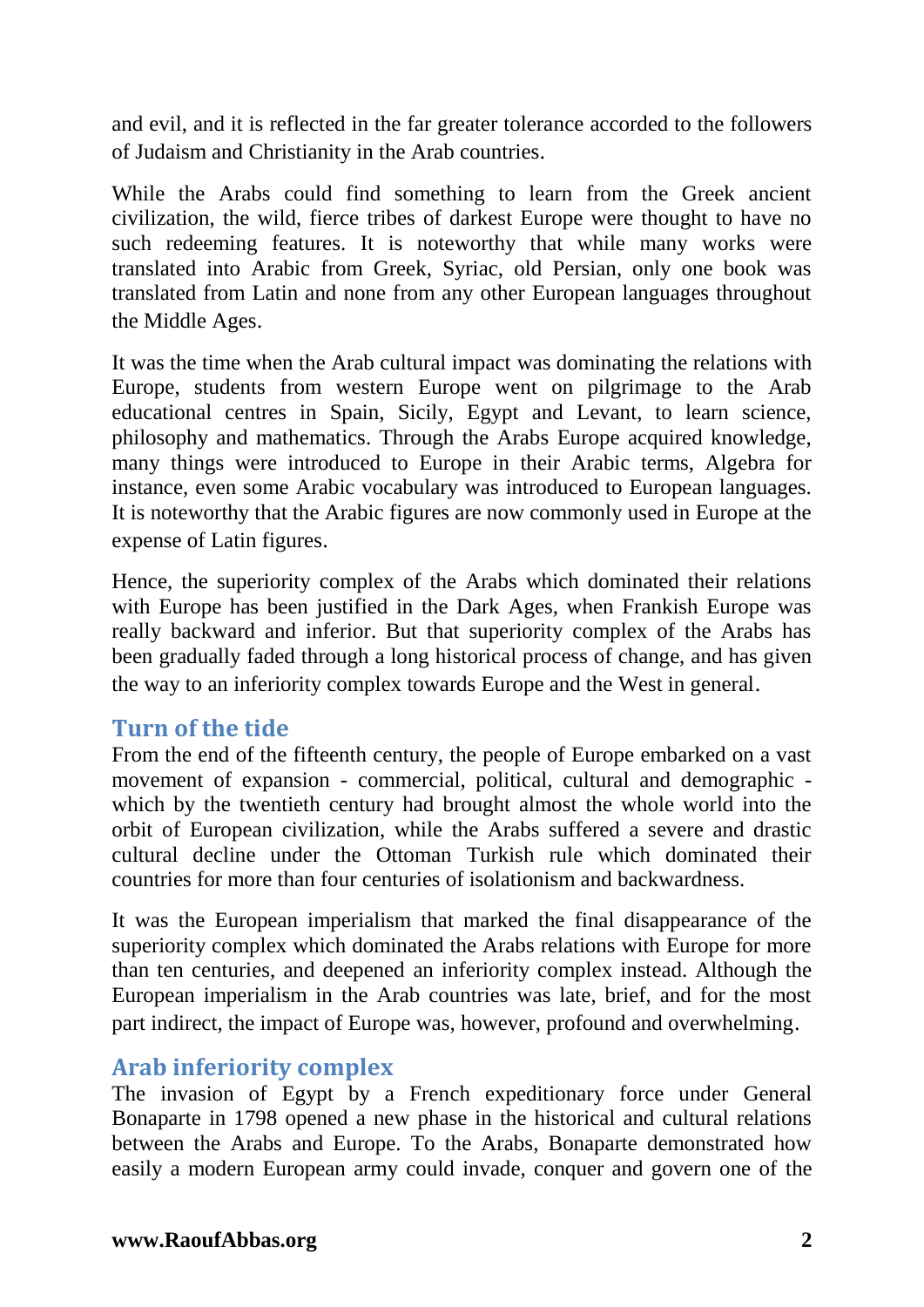and evil, and it is reflected in the far greater tolerance accorded to the followers of Judaism and Christianity in the Arab countries.

While the Arabs could find something to learn from the Greek ancient civilization, the wild, fierce tribes of darkest Europe were thought to have no such redeeming features. It is noteworthy that while many works were translated into Arabic from Greek, Syriac, old Persian, only one book was translated from Latin and none from any other European languages throughout the Middle Ages.

It was the time when the Arab cultural impact was dominating the relations with Europe, students from western Europe went on pilgrimage to the Arab educational centres in Spain, Sicily, Egypt and Levant, to learn science, philosophy and mathematics. Through the Arabs Europe acquired knowledge, many things were introduced to Europe in their Arabic terms, Algebra for instance, even some Arabic vocabulary was introduced to European languages. It is noteworthy that the Arabic figures are now commonly used in Europe at the expense of Latin figures.

Hence, the superiority complex of the Arabs which dominated their relations with Europe has been justified in the Dark Ages, when Frankish Europe was really backward and inferior. But that superiority complex of the Arabs has been gradually faded through a long historical process of change, and has given the way to an inferiority complex towards Europe and the West in general.

## Turn of the tide

From the end of the fifteenth century, the people of Europe embarked on a vast movement of expansion - commercial, political, cultural and demographic - which by the twentieth century had brought almost the whole world into the orbit of European civilization, while the Arabs suffered a severe and drastic cultural decline under the Ottoman Turkish rule which dominated their countries for more than four centuries of isolationism and backwardness.

It was the European imperialism that marked the final disappearance of the superiority complex which dominated the Arabs relations with Europe for more than ten centuries, and deepened an inferiority complex instead. Although the European imperialism in the Arab countries was late, brief, and for the most part indirect, the impact of Europe was, however, profound and overwhelming.

## Arab inferiority complex

The invasion of Egypt by a French expeditionary force under General Bonaparte in 1798 opened a new phase in the historical and cultural relations between the Arabs and Europe. To the Arabs, Bonaparte demonstrated how easily a modern European army could invade, conquer and govern one of the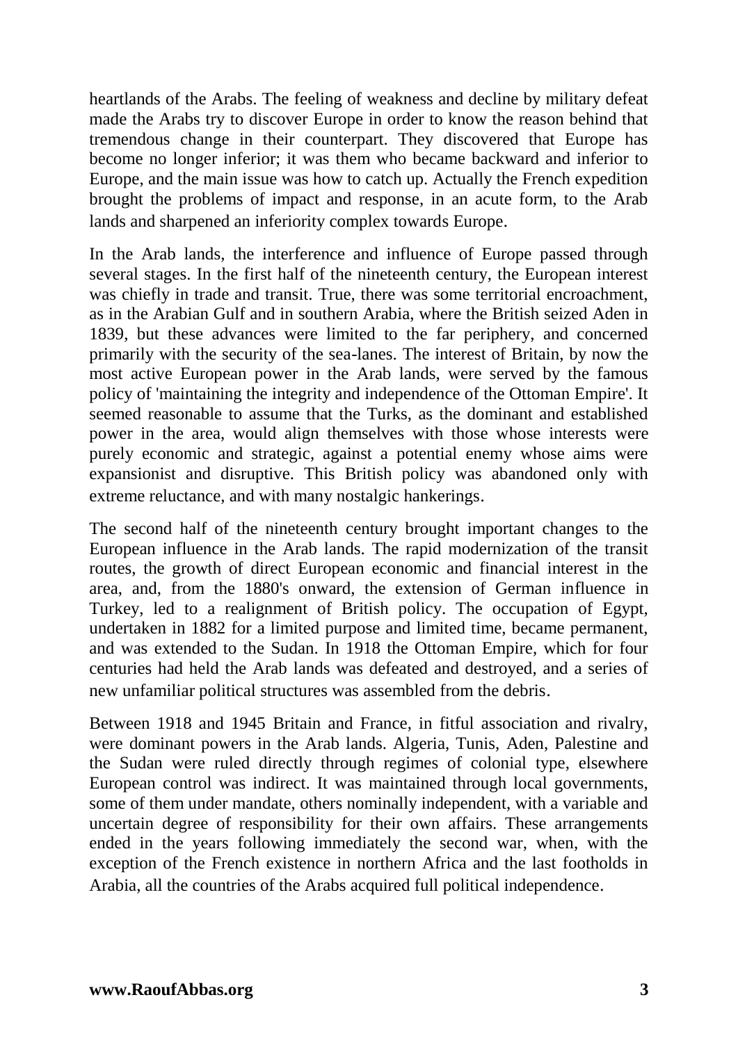heartlands of the Arabs. The feeling of weakness and decline by military defeat made the Arabs try to discover Europe in order to know the reason behind that tremendous change in their counterpart. They discovered that Europe has become no longer inferior; it was them who became backward and inferior to Europe, and the main issue was how to catch up. Actually the French expedition brought the problems of impact and response, in an acute form, to the Arab lands and sharpened an inferiority complex towards Europe.

In the Arab lands, the interference and influence of Europe passed through several stages. In the first half of the nineteenth century, the European interest was chiefly in trade and transit. True, there was some territorial encroachment, as in the Arabian Gulf and in southern Arabia, where the British seized Aden in 1839, but these advances were limited to the far periphery, and concerned primarily with the security of the sea-lanes. The interest of Britain, by now the most active European power in the Arab lands, were served by the famous policy of 'maintaining the integrity and independence of the Ottoman Empire'. It seemed reasonable to assume that the Turks, as the dominant and established power in the area, would align themselves with those whose interests were purely economic and strategic, against a potential enemy whose aims were expansionist and disruptive. This British policy was abandoned only with extreme reluctance, and with many nostalgic hankerings.

The second half of the nineteenth century brought important changes to the European influence in the Arab lands. The rapid modernization of the transit routes, the growth of direct European economic and financial interest in the area, and, from the 1880's onward, the extension of German influence in Turkey, led to a realignment of British policy. The occupation of Egypt, undertaken in 1882 for a limited purpose and limited time, became permanent, and was extended to the Sudan. In 1918 the Ottoman Empire, which for four centuries had held the Arab lands was defeated and destroyed, and a series of new unfamiliar political structures was assembled from the debris.

Between 1918 and 1945 Britain and France, in fitful association and rivalry, were dominant powers in the Arab lands. Algeria, Tunis, Aden, Palestine and the Sudan were ruled directly through regimes of colonial type, elsewhere European control was indirect. It was maintained through local governments, some of them under mandate, others nominally independent, with a variable and uncertain degree of responsibility for their own affairs. These arrangements ended in the years following immediately the second war, when, with the exception of the French existence in northern Africa and the last footholds in Arabia, all the countries of the Arabs acquired full political independence.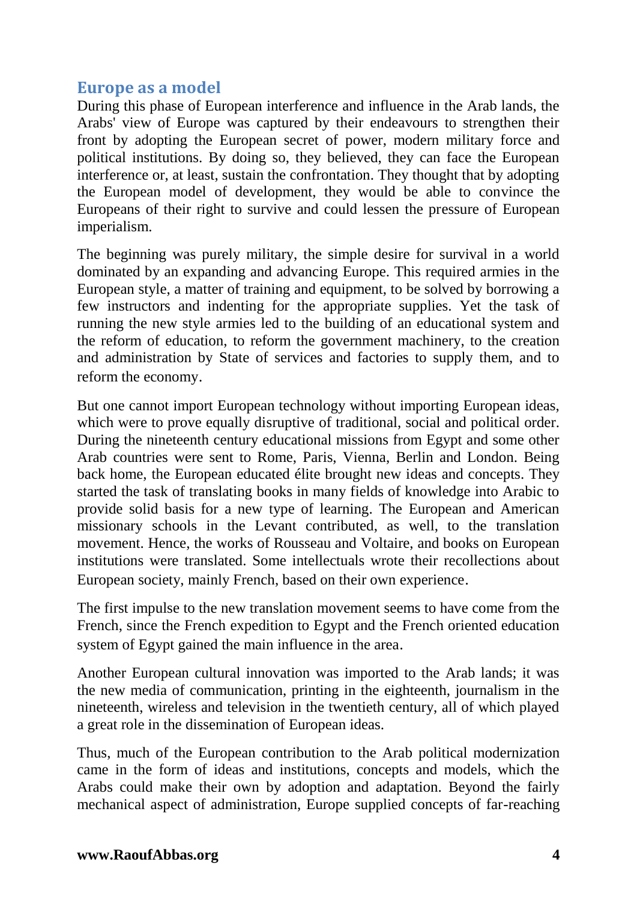## Europe as a model

During this phase of European interference and influence in the Arab lands, the Arabs' view of Europe was captured by their endeavours to strengthen their front by adopting the European secret of power, modern military force and political institutions. By doing so, they believed, they can face the European interference or, at least, sustain the confrontation. They thought that by adopting the European model of development, they would be able to convince the Europeans of their right to survive and could lessen the pressure of European imperialism.

The beginning was purely military, the simple desire for survival in a world dominated by an expanding and advancing Europe. This required armies in the European style, a matter of training and equipment, to be solved by borrowing a few instructors and indenting for the appropriate supplies. Yet the task of running the new style armies led to the building of an educational system and the reform of education, to reform the government machinery, to the creation and administration by State of services and factories to supply them, and to reform the economy.

But one cannot import European technology without importing European ideas, which were to prove equally disruptive of traditional, social and political order. During the nineteenth century educational missions from Egypt and some other Arab countries were sent to Rome, Paris, Vienna, Berlin and London. Being back home, the European educated élite brought new ideas and concepts. They started the task of translating books in many fields of knowledge into Arabic to provide solid basis for a new type of learning. The European and American missionary schools in the Levant contributed, as well, to the translation movement. Hence, the works of Rousseau and Voltaire, and books on European institutions were translated. Some intellectuals wrote their recollections about European society, mainly French, based on their own experience.

The first impulse to the new translation movement seems to have come from the French, since the French expedition to Egypt and the French oriented education system of Egypt gained the main influence in the area.

Another European cultural innovation was imported to the Arab lands; it was the new media of communication, printing in the eighteenth, journalism in the nineteenth, wireless and television in the twentieth century, all of which played a great role in the dissemination of European ideas.

Thus, much of the European contribution to the Arab political modernization came in the form of ideas and institutions, concepts and models, which the Arabs could make their own by adoption and adaptation. Beyond the fairly mechanical aspect of administration, Europe supplied concepts of far-reaching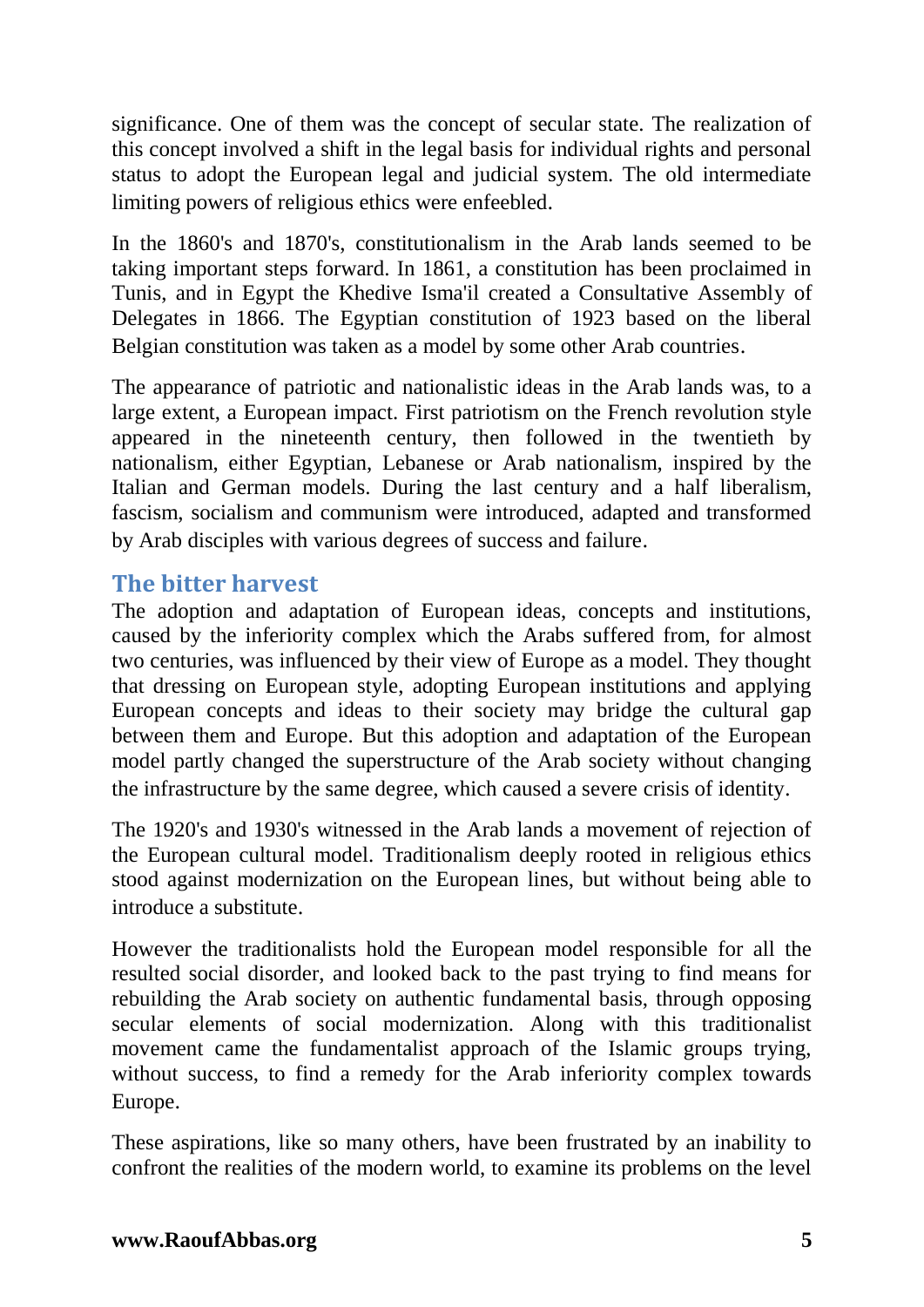significance. One of them was the concept of secular state. The realization of this concept involved a shift in the legal basis for individual rights and personal status to adopt the European legal and judicial system. The old intermediate limiting powers of religious ethics were enfeebled.

In the 1860's and 1870's, constitutionalism in the Arab lands seemed to be taking important steps forward. In 1861, a constitution has been proclaimed in Tunis, and in Egypt the Khedive Isma'il created a Consultative Assembly of Delegates in 1866. The Egyptian constitution of 1923 based on the liberal Belgian constitution was taken as a model by some other Arab countries.

The appearance of patriotic and nationalistic ideas in the Arab lands was, to a large extent, a European impact. First patriotism on the French revolution style appeared in the nineteenth century, then followed in the twentieth by nationalism, either Egyptian, Lebanese or Arab nationalism, inspired by the Italian and German models. During the last century and a half liberalism, fascism, socialism and communism were introduced, adapted and transformed by Arab disciples with various degrees of success and failure.

## The bitter harvest

The adoption and adaptation of European ideas, concepts and institutions, caused by the inferiority complex which the Arabs suffered from, for almost two centuries, was influenced by their view of Europe as a model. They thought that dressing on European style, adopting European institutions and applying European concepts and ideas to their society may bridge the cultural gap between them and Europe. But this adoption and adaptation of the European model partly changed the superstructure of the Arab society without changing the infrastructure by the same degree, which caused a severe crisis of identity.

The 1920's and 1930's witnessed in the Arab lands a movement of rejection of the European cultural model. Traditionalism deeply rooted in religious ethics stood against modernization on the European lines, but without being able to introduce a substitute.

However the traditionalists hold the European model responsible for all the resulted social disorder, and looked back to the past trying to find means for rebuilding the Arab society on authentic fundamental basis, through opposing secular elements of social modernization. Along with this traditionalist movement came the fundamentalist approach of the Islamic groups trying, without success, to find a remedy for the Arab inferiority complex towards Europe.

These aspirations, like so many others, have been frustrated by an inability to confront the realities of the modern world, to examine its problems on the level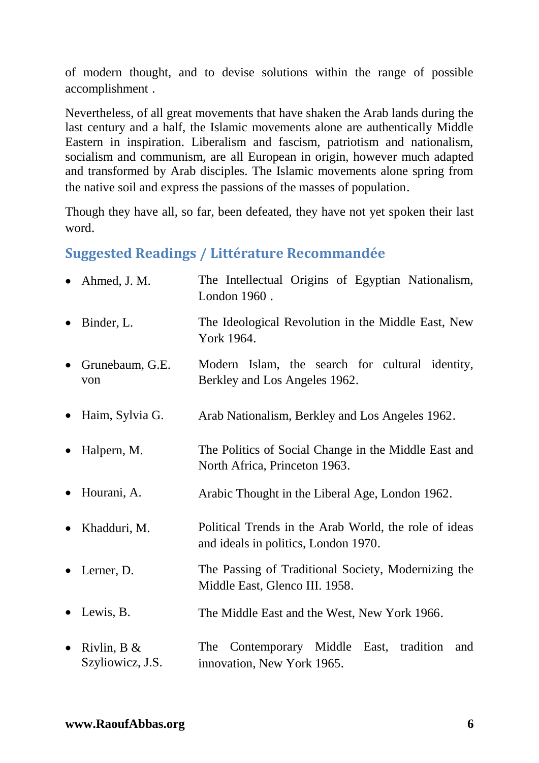of modern thought, and to devise solutions within the range of possible accomplishment .

Nevertheless, of all great movements that have shaken the Arab lands during the last century and a half, the Islamic movements alone are authentically Middle Eastern in inspiration. Liberalism and fascism, patriotism and nationalism, socialism and communism, are all European in origin, however much adapted and transformed by Arab disciples. The Islamic movements alone spring from the native soil and express the passions of the masses of population.

Though they have all, so far, been defeated, they have not yet spoken their last word.

## Suggested Readings / Littérature Recommandée

- Ahmed, J. M. — The Intellectual Origins of Egyptian Nationalism, London 1960 .
- Binder, L. — The Ideological Revolution in the Middle East, New York 1964.
- Grunebaum, G.E. von — Modern Islam, the search for cultural identity, Berkley and Los Angeles 1962.
- Haim, Sylvia G. — Arab Nationalism, Berkley and Los Angeles 1962.
- Halpern, M. — The Politics of Social Change in the Middle East and North Africa, Princeton 1963.
- Hourani, A. — Arabic Thought in the Liberal Age, London 1962.
- Khadduri, M. — Political Trends in the Arab World, the role of ideas and ideals in politics, London 1970.
- Lerner, D. — The Passing of Traditional Society, Modernizing the Middle East, Glenco III. 1958.
- Lewis, B. — The Middle East and the West, New York 1966.
- Rivlin, B & Szyliowicz, J.S. — The Contemporary Middle East, tradition and innovation, New York 1965.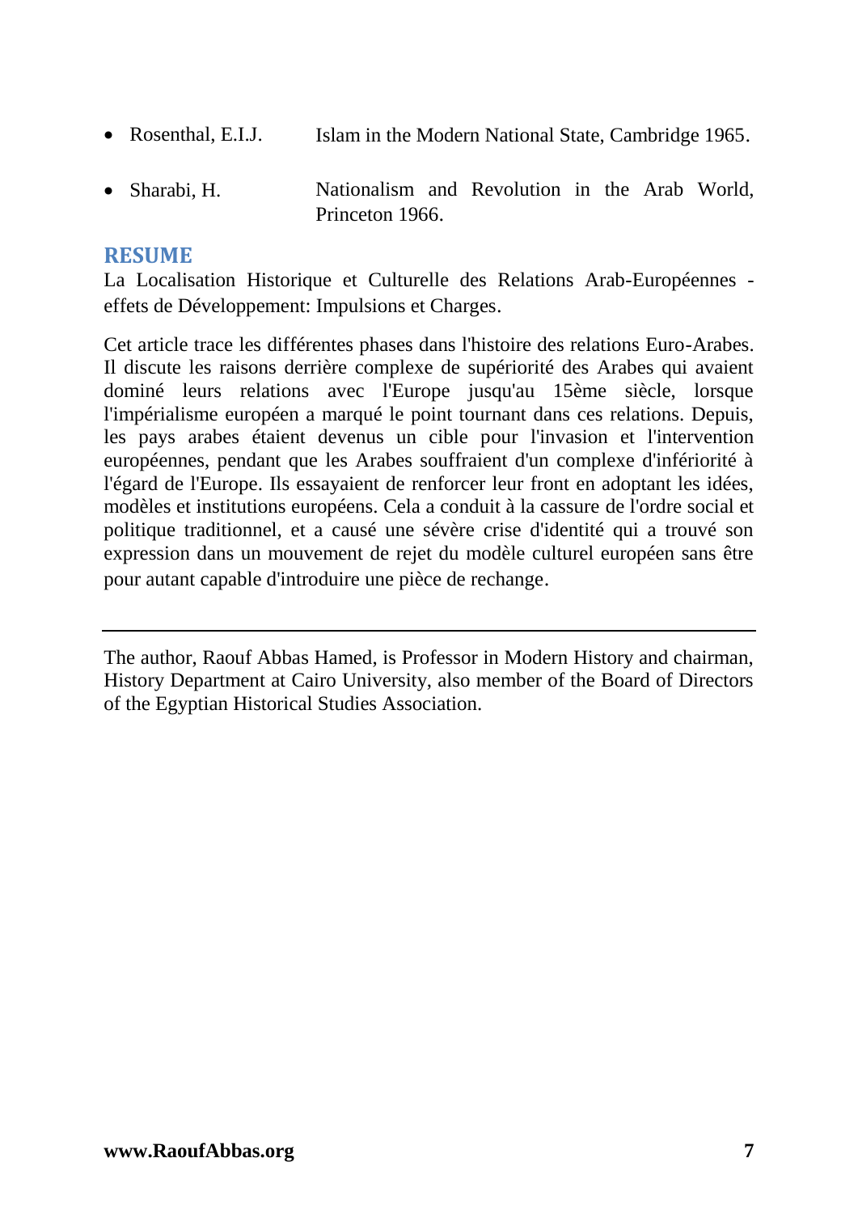- Rosenthal, E.I.J. Islam in the Modern National State, Cambridge 1965.
- Sharabi, H. Nationalism and Revolution in the Arab World, Princeton 1966.

## RESUME

La Localisation Historique et Culturelle des Relations Arab-Européennes - effets de Développement: Impulsions et Charges.

Cet article trace les différentes phases dans l'histoire des relations Euro-Arabes. Il discute les raisons derrière complexe de supériorité des Arabes qui avaient dominé leurs relations avec l'Europe jusqu'au 15ème siècle, lorsque l'impérialisme européen a marqué le point tournant dans ces relations. Depuis, les pays arabes étaient devenus un cible pour l'invasion et l'intervention européennes, pendant que les Arabes souffraient d'un complexe d'infériorité à l'égard de l'Europe. Ils essayaient de renforcer leur front en adoptant les idées, modèles et institutions européens. Cela a conduit à la cassure de l'ordre social et politique traditionnel, et a causé une sévère crise d'identité qui a trouvé son expression dans un mouvement de rejet du modèle culturel européen sans être pour autant capable d'introduire une pièce de rechange.

---

The author, Raouf Abbas Hamed, is Professor in Modern History and chairman, History Department at Cairo University, also member of the Board of Directors of the Egyptian Historical Studies Association.